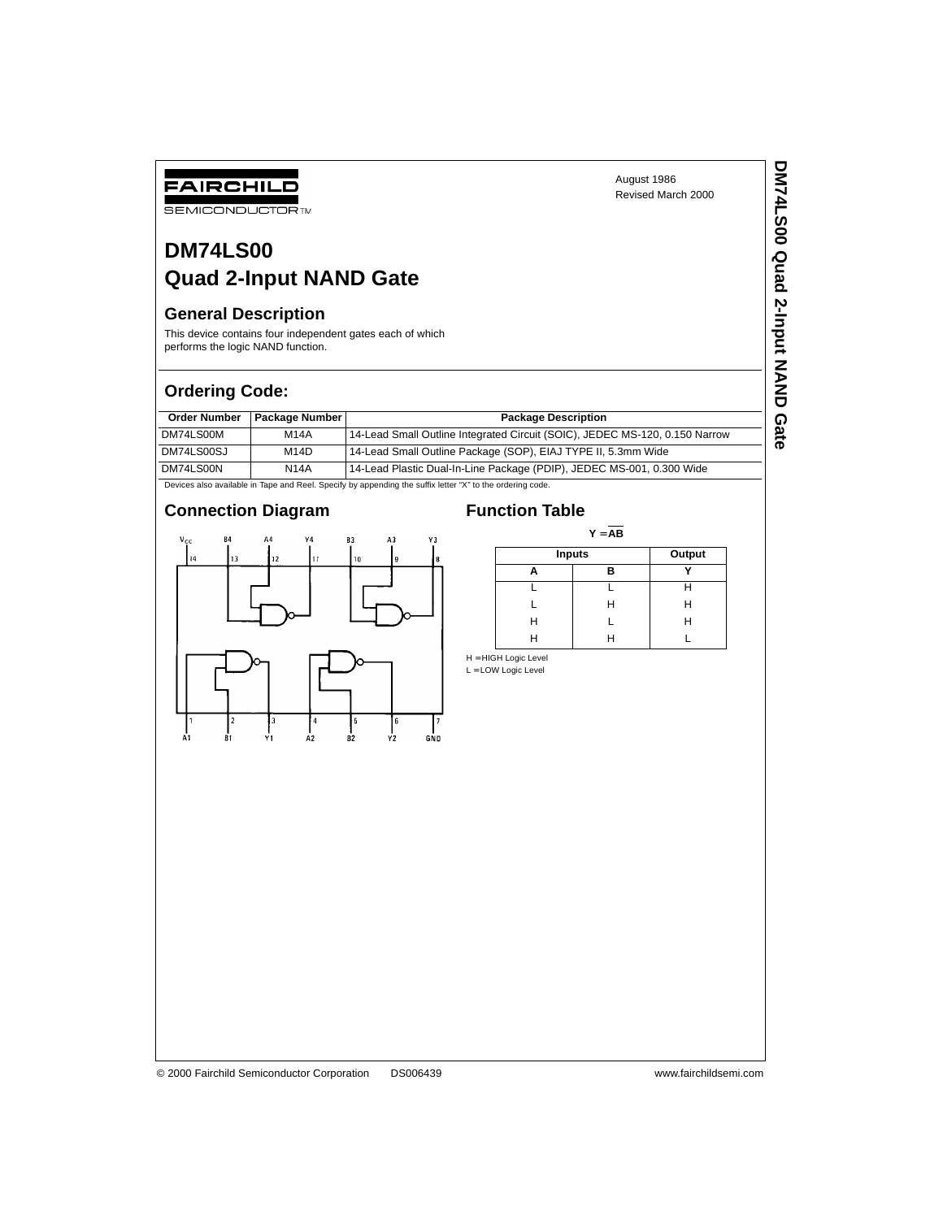FAIRCHILD SEMICONDUCTOR™

August 1986
Revised March 2000

# DM74LS00 Quad 2-Input NAND Gate

## General Description

This device contains four independent gates each of which performs the logic NAND function.

## Ordering Code:

| Order Number | Package Number | Package Description |
|---|---|---|
| DM74LS00M | M14A | 14-Lead Small Outline Integrated Circuit (SOIC), JEDEC MS-120, 0.150 Narrow |
| DM74LS00SJ | M14D | 14-Lead Small Outline Package (SOP), EIAJ TYPE II, 5.3mm Wide |
| DM74LS00N | N14A | 14-Lead Plastic Dual-In-Line Package (PDIP), JEDEC MS-001, 0.300 Wide |

Devices also available in Tape and Reel. Specify by appending the suffix letter "X" to the ordering code.

## Connection Diagram

## Function Table

$$Y = \overline{AB}$$

| Inputs | | Output |
|---|---|---|
| A | B | Y |
| L | L | H |
| L | H | H |
| H | L | H |
| H | H | L |

H = HIGH Logic Level
L = LOW Logic Level

© 2000 Fairchild Semiconductor Corporation DS006439 www.fairchildsemi.com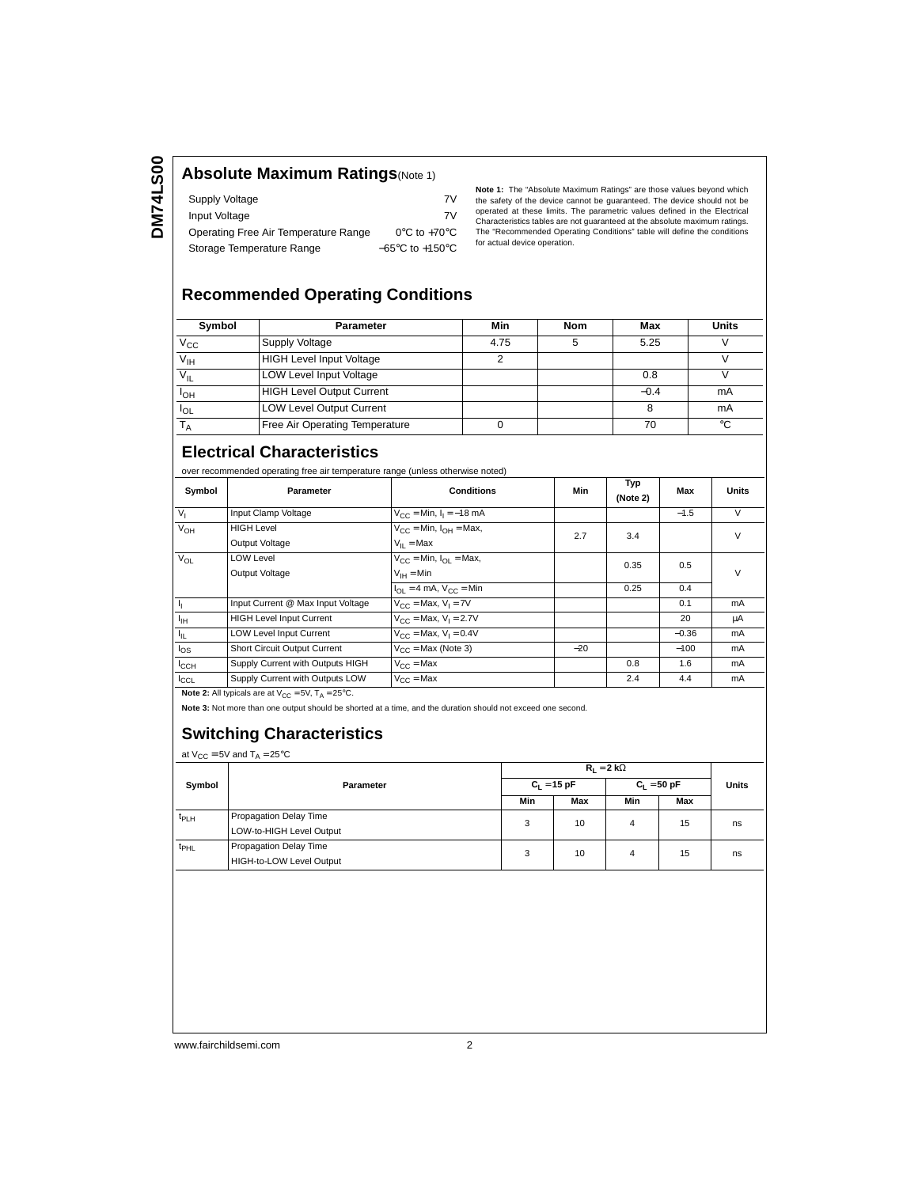## Absolute Maximum Ratings (Note 1)

| | |
|---|---|
| Supply Voltage | 7V |
| Input Voltage | 7V |
| Operating Free Air Temperature Range | 0°C to +70°C |
| Storage Temperature Range | −65°C to +150°C |

**Note 1:** The "Absolute Maximum Ratings" are those values beyond which the safety of the device cannot be guaranteed. The device should not be operated at these limits. The parametric values defined in the Electrical Characteristics tables are not guaranteed at the absolute maximum ratings. The "Recommended Operating Conditions" table will define the conditions for actual device operation.

## Recommended Operating Conditions

| Symbol | Parameter | Min | Nom | Max | Units |
|---|---|---|---|---|---|
| $V_{CC}$ | Supply Voltage | 4.75 | 5 | 5.25 | V |
| $V_{IH}$ | HIGH Level Input Voltage | 2 | | | V |
| $V_{IL}$ | LOW Level Input Voltage | | | 0.8 | V |
| $I_{OH}$ | HIGH Level Output Current | | | −0.4 | mA |
| $I_{OL}$ | LOW Level Output Current | | | 8 | mA |
| $T_A$ | Free Air Operating Temperature | 0 | | 70 | °C |

## Electrical Characteristics

over recommended operating free air temperature range (unless otherwise noted)

| Symbol | Parameter | Conditions | Min | Typ (Note 2) | Max | Units |
|---|---|---|---|---|---|---|
| $V_I$ | Input Clamp Voltage | $V_{CC}$ = Min, $I_I$ = −18 mA | | | −1.5 | V |
| $V_{OH}$ | HIGH Level Output Voltage | $V_{CC}$ = Min, $I_{OH}$ = Max, $V_{IL}$ = Max | 2.7 | 3.4 | | V |
| $V_{OL}$ | LOW Level Output Voltage | $V_{CC}$ = Min, $I_{OL}$ = Max, $V_{IH}$ = Min | | 0.35 | 0.5 | V |
| | | $I_{OL}$ = 4 mA, $V_{CC}$ = Min | | 0.25 | 0.4 | |
| $I_I$ | Input Current @ Max Input Voltage | $V_{CC}$ = Max, $V_I$ = 7V | | | 0.1 | mA |
| $I_{IH}$ | HIGH Level Input Current | $V_{CC}$ = Max, $V_I$ = 2.7V | | | 20 | μA |
| $I_{IL}$ | LOW Level Input Current | $V_{CC}$ = Max, $V_I$ = 0.4V | | | −0.36 | mA |
| $I_{OS}$ | Short Circuit Output Current | $V_{CC}$ = Max (Note 3) | −20 | | −100 | mA |
| $I_{CCH}$ | Supply Current with Outputs HIGH | $V_{CC}$ = Max | | 0.8 | 1.6 | mA |
| $I_{CCL}$ | Supply Current with Outputs LOW | $V_{CC}$ = Max | | 2.4 | 4.4 | mA |

**Note 2:** All typicals are at $V_{CC}$ = 5V, $T_A$ = 25°C.

**Note 3:** Not more than one output should be shorted at a time, and the duration should not exceed one second.

## Switching Characteristics

at $V_{CC}$ = 5V and $T_A$ = 25°C

| Symbol | Parameter | $R_L$ = 2 kΩ | | | | Units |
|---|---|---|---|---|---|---|
| | | $C_L$ = 15 pF | | $C_L$ = 50 pF | | |
| | | Min | Max | Min | Max | |
| $t_{PLH}$ | Propagation Delay Time LOW-to-HIGH Level Output | 3 | 10 | 4 | 15 | ns |
| $t_{PHL}$ | Propagation Delay Time HIGH-to-LOW Level Output | 3 | 10 | 4 | 15 | ns |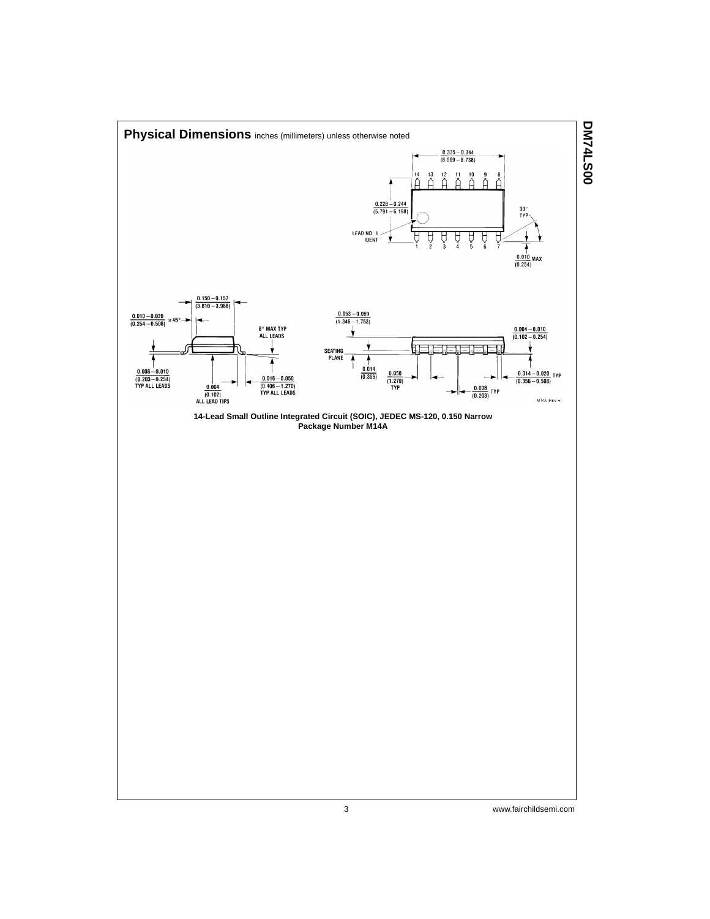## Physical Dimensions inches (millimeters) unless otherwise noted

0.335 – 0.344 (8.509 – 8.738)

14 13 12 11 10 9 8

0.228 – 0.244 (5.791 – 6.198)

30° TYP

LEAD NO. 1 IDENT

1 2 3 4 5 6 7

0.010 MAX (0.254)

0.150 – 0.157 (3.810 – 3.988)

0.010 – 0.020 (0.254 – 0.508) × 45°

8° MAX TYP ALL LEADS

0.008 – 0.010 (0.203 – 0.254) TYP ALL LEADS

0.004 (0.102) ALL LEAD TIPS

0.016 – 0.050 (0.406 – 1.270) TYP ALL LEADS

0.053 – 0.069 (1.346 – 1.753)

0.004 – 0.010 (0.102 – 0.254)

SEATING PLANE

0.014 (0.356)

0.050 (1.270) TYP

0.008 (0.203) TYP

0.014 – 0.020 (0.356 – 0.508) TYP

M14A (REV H)

**14-Lead Small Outline Integrated Circuit (SOIC), JEDEC MS-120, 0.150 Narrow Package Number M14A**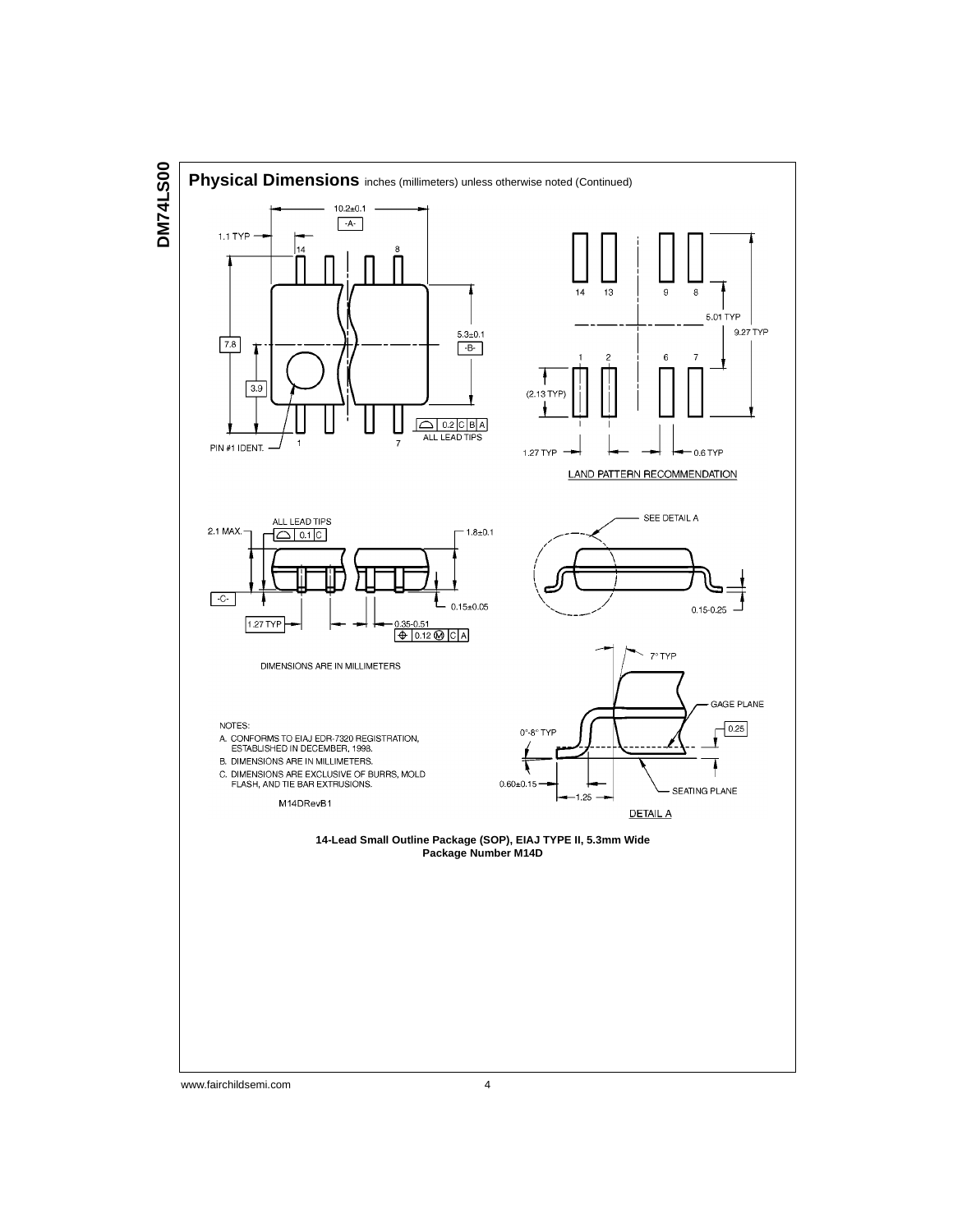## Physical Dimensions inches (millimeters) unless otherwise noted (Continued)

LAND PATTERN RECOMMENDATION

DIMENSIONS ARE IN MILLIMETERS

NOTES:

A. CONFORMS TO EIAJ EDR-7320 REGISTRATION, ESTABLISHED IN DECEMBER, 1998.

B. DIMENSIONS ARE IN MILLIMETERS.

C. DIMENSIONS ARE EXCLUSIVE OF BURRS, MOLD FLASH, AND TIE BAR EXTRUSIONS.

M14DRevB1

DETAIL A

**14-Lead Small Outline Package (SOP), EIAJ TYPE II, 5.3mm Wide**
**Package Number M14D**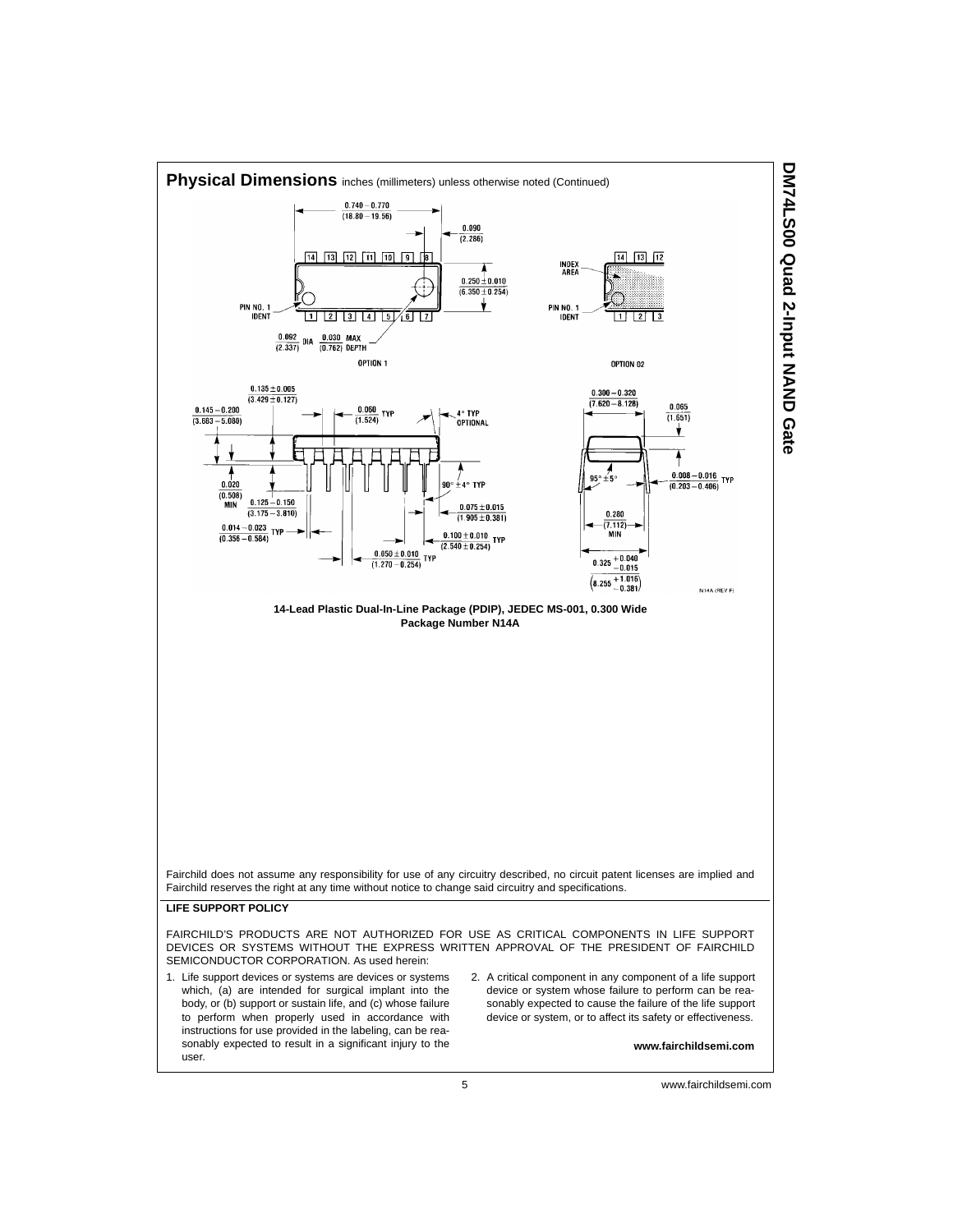## Physical Dimensions inches (millimeters) unless otherwise noted (Continued)

0.740 − 0.770
(18.80 − 19.56)

0.090
(2.286)

14 13 12 11 10 9 8

0.250 ± 0.010
(6.350 ± 0.254)

PIN NO. 1
IDENT

1 2 3 4 5 6 7

0.092
(2.337) DIA

0.030 MAX
(0.762) DEPTH

OPTION 1

INDEX
AREA

14 13 12

PIN NO. 1
IDENT

1 2 3

OPTION 02

0.135 ± 0.005
(3.429 ± 0.127)

0.145 − 0.200
(3.683 − 5.080)

0.060
(1.524) TYP

4° TYP
OPTIONAL

0.020
(0.508)
MIN

0.125 − 0.150
(3.175 − 3.810)

90° ± 4° TYP

0.075 ± 0.015
(1.905 ± 0.381)

0.014 − 0.023
(0.356 − 0.584) TYP

0.100 ± 0.010
(2.540 ± 0.254) TYP

0.050 ± 0.010
(1.270 − 0.254) TYP

0.300 − 0.320
(7.620 − 8.128)

0.065
(1.651)

95° ± 5°

0.008 − 0.016
(0.203 − 0.406) TYP

0.280
(7.112)
MIN

0.325 +0.040 −0.015
(8.255 +1.016 −0.381)

N14A (REV F)

**14-Lead Plastic Dual-In-Line Package (PDIP), JEDEC MS-001, 0.300 Wide**
**Package Number N14A**

Fairchild does not assume any responsibility for use of any circuitry described, no circuit patent licenses are implied and Fairchild reserves the right at any time without notice to change said circuitry and specifications.

**LIFE SUPPORT POLICY**

FAIRCHILD'S PRODUCTS ARE NOT AUTHORIZED FOR USE AS CRITICAL COMPONENTS IN LIFE SUPPORT DEVICES OR SYSTEMS WITHOUT THE EXPRESS WRITTEN APPROVAL OF THE PRESIDENT OF FAIRCHILD SEMICONDUCTOR CORPORATION. As used herein:

1. Life support devices or systems are devices or systems which, (a) are intended for surgical implant into the body, or (b) support or sustain life, and (c) whose failure to perform when properly used in accordance with instructions for use provided in the labeling, can be reasonably expected to result in a significant injury to the user.

2. A critical component in any component of a life support device or system whose failure to perform can be reasonably expected to cause the failure of the life support device or system, or to affect its safety or effectiveness.

**www.fairchildsemi.com**